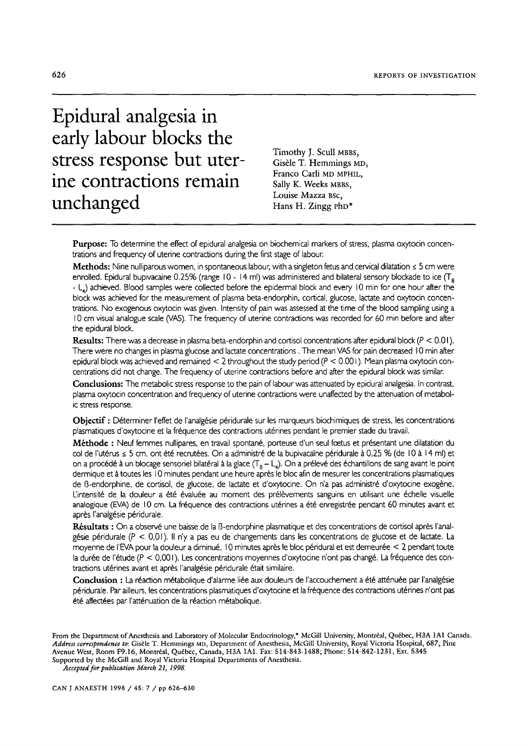# Epidural analgesia in early labour blocks the stress response but uterine contractions remain unchanged

Timothy J. Scull MBBS,
Gisèle T. Hemmings MD,
Franco Carli MD MPHIL,
Sally K. Weeks MBBS,
Louise Mazza BSc,
Hans H. Zingg PhD*

**Purpose:** To determine the effect of epidural analgesia on biochemical markers of stress, plasma oxytocin concentrations and frequency of uterine contractions during the first stage of labour.

**Methods:** Nine nulliparous women, in spontaneous labour, with a singleton fetus and cervical dilatation ≤ 5 cm were enrolled. Epidural bupivacaine 0.25% (range 10 - 14 ml) was administered and bilateral sensory blockade to ice ($T_8$ - $L_4$) achieved. Blood samples were collected before the epidermal block and every 10 min for one hour after the block was achieved for the measurement of plasma beta-endorphin, cortical, glucose, lactate and oxytocin concentrations. No exogenous oxytocin was given. Intensity of pain was assessed at the time of the blood sampling using a 10 cm visual analogue scale (VAS). The frequency of uterine contractions was recorded for 60 min before and after the epidural block.

**Results:** There was a decrease in plasma beta-endorphin and cortisol concentrations after epidural block ($P < 0.01$). There were no changes in plasma glucose and lactate concentrations . The mean VAS for pain decreased 10 min after epidural block was achieved and remained < 2 throughout the study period ($P < 0.001$). Mean plasma oxytocin concentrations did not change. The frequency of uterine contractions before and after the epidural block was similar.

**Conclusions:** The metabolic stress response to the pain of labour was attenuated by epidural analgesia. In contrast, plasma oxytocin concentration and frequency of uterine contractions were unaffected by the attenuation of metabolic stress response.

**Objectif :** Déterminer l'effet de l'analgésie péridurale sur les marqueurs biochimiques de stress, les concentrations plasmatiques d'oxytocine et la fréquence des contractions utérines pendant le premier stade du travail.

**Méthode :** Neuf femmes nullipares, en travail spontané, porteuse d'un seul fœtus et présentant une dilatation du col de l'utérus ≤ 5 cm, ont été recrutées. On a administré de la bupivacaïne péridurale à 0,25 % (de 10 à 14 ml) et on a procédé à un blocage sensoriel bilatéral à la glace ($T_8$ – $L_4$). On a prélevé des échantillons de sang avant le point dermique et à toutes les 10 minutes pendant une heure après le bloc afin de mesurer les concentrations plasmatiques de ß-endorphine, de cortisol, de glucose, de lactate et d'oxytocine. On n'a pas administré d'oxytocine exogène. L'intensité de la douleur a été évaluée au moment des prélèvements sanguins en utilisant une échelle visuelle analogique (EVA) de 10 cm. La fréquence des contractions utérines a été enregistrée pendant 60 minutes avant et après l'analgésie péridurale.

**Résultats :** On a observé une baisse de la ß-endorphine plasmatique et des concentrations de cortisol après l'analgésie péridurale ($P < 0,01$). Il n'y a pas eu de changements dans les concentrations de glucose et de lactate. La moyenne de l'EVA pour la douleur a diminué, 10 minutes après le bloc péridural et est demeurée < 2 pendant toute la durée de l'étude ($P < 0,001$). Les concentrations moyennes d'oxytocine n'ont pas changé. La fréquence des contractions utérines avant et après l'analgésie péridurale était similaire.

**Conclusion :** La réaction métabolique d'alarme liée aux douleurs de l'accouchement a été atténuée par l'analgésie péridurale. Par ailleurs, les concentrations plasmatiques d'oxytocine et la fréquence des contractions utérines n'ont pas été affectées par l'atténuation de la réaction métabolique.

From the Department of Anesthesia and Laboratory of Molecular Endocrinology,* McGill University, Montréal, Québec, H3A 1A1 Canada.
*Address correspondence to*: Gisèle T. Hemmings MD, Department of Anesthesia, McGill University, Royal Victoria Hospital, 687, Pine Avenue West, Room F9.16, Montréal, Québec, Canada, H3A 1A1. Fax: 514-843-1488; Phone: 514-842-1231, Ext. 5345
Supported by the McGill and Royal Victoria Hospital Departments of Anesthesia.
*Accepted for publication March 21, 1998.*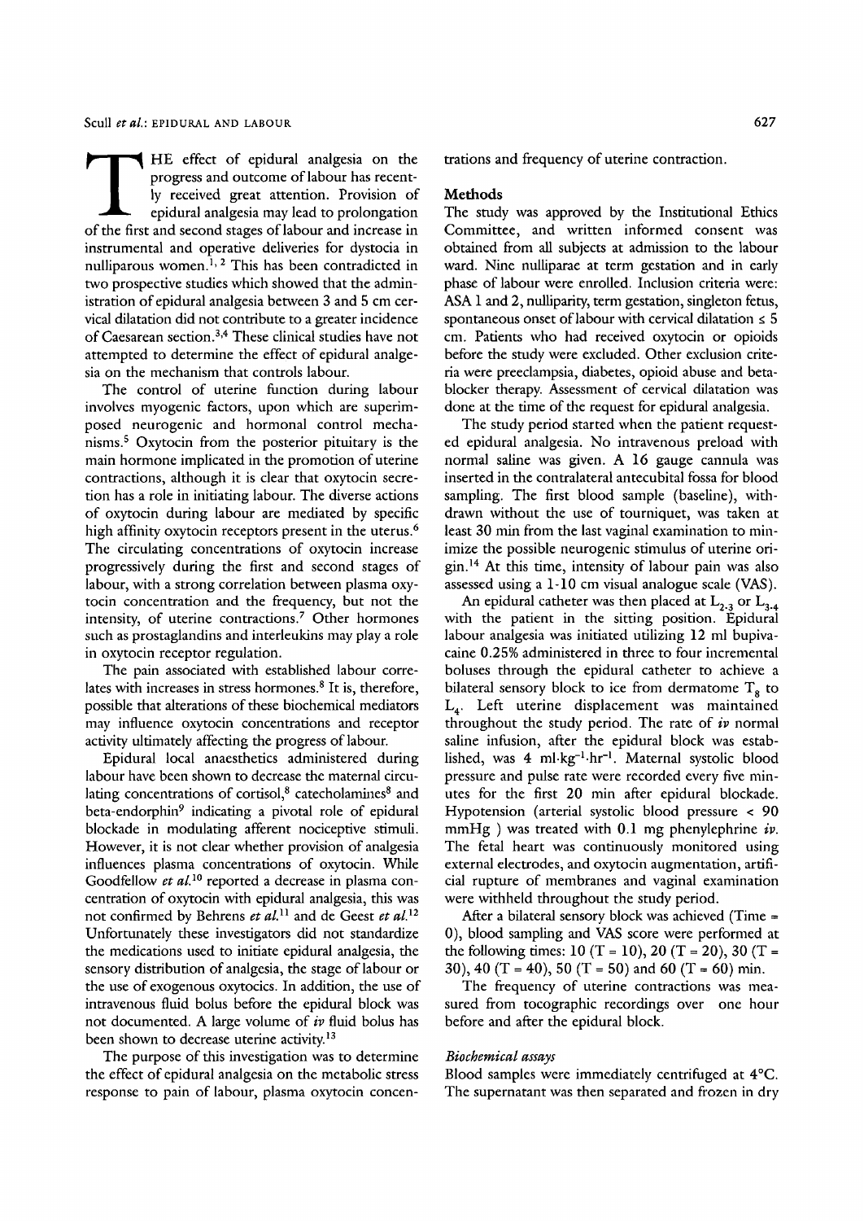THE effect of epidural analgesia on the progress and outcome of labour has recently received great attention. Provision of epidural analgesia may lead to prolongation of the first and second stages of labour and increase in instrumental and operative deliveries for dystocia in nulliparous women.[1,2] This has been contradicted in two prospective studies which showed that the administration of epidural analgesia between 3 and 5 cm cervical dilatation did not contribute to a greater incidence of Caesarean section.[3,4] These clinical studies have not attempted to determine the effect of epidural analgesia on the mechanism that controls labour.

The control of uterine function during labour involves myogenic factors, upon which are superimposed neurogenic and hormonal control mechanisms.[5] Oxytocin from the posterior pituitary is the main hormone implicated in the promotion of uterine contractions, although it is clear that oxytocin secretion has a role in initiating labour. The diverse actions of oxytocin during labour are mediated by specific high affinity oxytocin receptors present in the uterus.[6] The circulating concentrations of oxytocin increase progressively during the first and second stages of labour, with a strong correlation between plasma oxytocin concentration and the frequency, but not the intensity, of uterine contractions.[7] Other hormones such as prostaglandins and interleukins may play a role in oxytocin receptor regulation.

The pain associated with established labour correlates with increases in stress hormones.[8] It is, therefore, possible that alterations of these biochemical mediators may influence oxytocin concentrations and receptor activity ultimately affecting the progress of labour.

Epidural local anaesthetics administered during labour have been shown to decrease the maternal circulating concentrations of cortisol,[8] catecholamines[8] and beta-endorphin[9] indicating a pivotal role of epidural blockade in modulating afferent nociceptive stimuli. However, it is not clear whether provision of analgesia influences plasma concentrations of oxytocin. While Goodfellow *et al.*[10] reported a decrease in plasma concentration of oxytocin with epidural analgesia, this was not confirmed by Behrens *et al.*[11] and de Geest *et al.*[12] Unfortunately these investigators did not standardize the medications used to initiate epidural analgesia, the sensory distribution of analgesia, the stage of labour or the use of exogenous oxytocics. In addition, the use of intravenous fluid bolus before the epidural block was not documented. A large volume of *iv* fluid bolus has been shown to decrease uterine activity.[13]

The purpose of this investigation was to determine the effect of epidural analgesia on the metabolic stress response to pain of labour, plasma oxytocin concentrations and frequency of uterine contraction.

## Methods

The study was approved by the Institutional Ethics Committee, and written informed consent was obtained from all subjects at admission to the labour ward. Nine nulliparae at term gestation and in early phase of labour were enrolled. Inclusion criteria were: ASA 1 and 2, nulliparity, term gestation, singleton fetus, spontaneous onset of labour with cervical dilatation ≤ 5 cm. Patients who had received oxytocin or opioids before the study were excluded. Other exclusion criteria were preeclampsia, diabetes, opioid abuse and beta-blocker therapy. Assessment of cervical dilatation was done at the time of the request for epidural analgesia.

The study period started when the patient requested epidural analgesia. No intravenous preload with normal saline was given. A 16 gauge cannula was inserted in the contralateral antecubital fossa for blood sampling. The first blood sample (baseline), withdrawn without the use of tourniquet, was taken at least 30 min from the last vaginal examination to minimize the possible neurogenic stimulus of uterine origin.[14] At this time, intensity of labour pain was also assessed using a 1-10 cm visual analogue scale (VAS).

An epidural catheter was then placed at $L_{2-3}$ or $L_{3-4}$ with the patient in the sitting position. Epidural labour analgesia was initiated utilizing 12 ml bupivacaine 0.25% administered in three to four incremental boluses through the epidural catheter to achieve a bilateral sensory block to ice from dermatome $T_8$ to $L_4$. Left uterine displacement was maintained throughout the study period. The rate of *iv* normal saline infusion, after the epidural block was established, was 4 $ml \cdot kg^{-1} \cdot hr^{-1}$. Maternal systolic blood pressure and pulse rate were recorded every five minutes for the first 20 min after epidural blockade. Hypotension (arterial systolic blood pressure < 90 mmHg) was treated with 0.1 mg phenylephrine *iv*. The fetal heart was continuously monitored using external electrodes, and oxytocin augmentation, artificial rupture of membranes and vaginal examination were withheld throughout the study period.

After a bilateral sensory block was achieved (Time = 0), blood sampling and VAS score were performed at the following times: 10 (T = 10), 20 (T = 20), 30 (T = 30), 40 (T = 40), 50 (T = 50) and 60 (T = 60) min.

The frequency of uterine contractions was measured from tocographic recordings over one hour before and after the epidural block.

### *Biochemical assays*

Blood samples were immediately centrifuged at 4°C. The supernatant was then separated and frozen in dry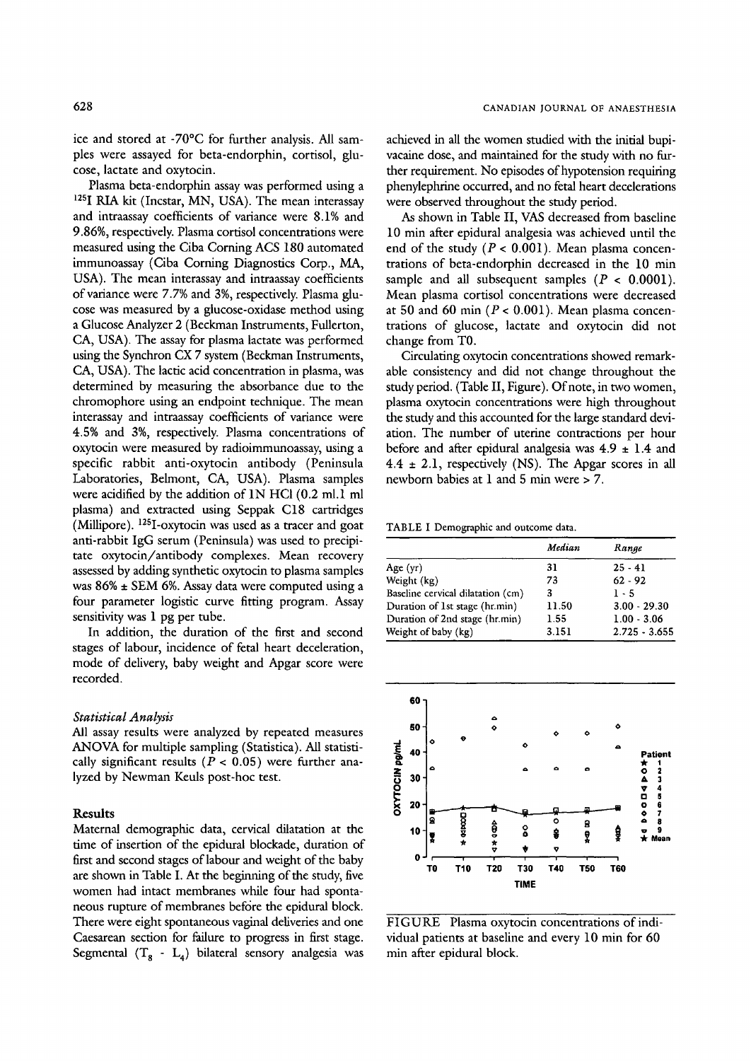ice and stored at -70°C for further analysis. All samples were assayed for beta-endorphin, cortisol, glucose, lactate and oxytocin.

Plasma beta-endorphin assay was performed using a $^{125}$I RIA kit (Incstar, MN, USA). The mean interassay and intraassay coefficients of variance were 8.1% and 9.86%, respectively. Plasma cortisol concentrations were measured using the Ciba Corning ACS 180 automated immunoassay (Ciba Corning Diagnostics Corp., MA, USA). The mean interassay and intraassay coefficients of variance were 7.7% and 3%, respectively. Plasma glucose was measured by a glucose-oxidase method using a Glucose Analyzer 2 (Beckman Instruments, Fullerton, CA, USA). The assay for plasma lactate was performed using the Synchron CX 7 system (Beckman Instruments, CA, USA). The lactic acid concentration in plasma, was determined by measuring the absorbance due to the chromophore using an endpoint technique. The mean interassay and intraassay coefficients of variance were 4.5% and 3%, respectively. Plasma concentrations of oxytocin were measured by radioimmunoassay, using a specific rabbit anti-oxytocin antibody (Peninsula Laboratories, Belmont, CA, USA). Plasma samples were acidified by the addition of 1N HCl (0.2 ml.1 ml plasma) and extracted using Seppak C18 cartridges (Millipore). $^{125}$I-oxytocin was used as a tracer and goat anti-rabbit IgG serum (Peninsula) was used to precipitate oxytocin/antibody complexes. Mean recovery assessed by adding synthetic oxytocin to plasma samples was 86% ± SEM 6%. Assay data were computed using a four parameter logistic curve fitting program. Assay sensitivity was 1 pg per tube.

In addition, the duration of the first and second stages of labour, incidence of fetal heart deceleration, mode of delivery, baby weight and Apgar score were recorded.

### *Statistical Analysis*

All assay results were analyzed by repeated measures ANOVA for multiple sampling (Statistica). All statistically significant results ($P < 0.05$) were further analyzed by Newman Keuls post-hoc test.

## Results

Maternal demographic data, cervical dilatation at the time of insertion of the epidural blockade, duration of first and second stages of labour and weight of the baby are shown in Table I. At the beginning of the study, five women had intact membranes while four had spontaneous rupture of membranes before the epidural block. There were eight spontaneous vaginal deliveries and one Caesarean section for failure to progress in first stage. Segmental ($T_8$ - $L_4$) bilateral sensory analgesia was achieved in all the women studied with the initial bupivacaine dose, and maintained for the study with no further requirement. No episodes of hypotension requiring phenylephrine occurred, and no fetal heart decelerations were observed throughout the study period.

As shown in Table II, VAS decreased from baseline 10 min after epidural analgesia was achieved until the end of the study ($P < 0.001$). Mean plasma concentrations of beta-endorphin decreased in the 10 min sample and all subsequent samples ($P < 0.0001$). Mean plasma cortisol concentrations were decreased at 50 and 60 min ($P < 0.001$). Mean plasma concentrations of glucose, lactate and oxytocin did not change from T0.

Circulating oxytocin concentrations showed remarkable consistency and did not change throughout the study period. (Table II, Figure). Of note, in two women, plasma oxytocin concentrations were high throughout the study and this accounted for the large standard deviation. The number of uterine contractions per hour before and after epidural analgesia was 4.9 ± 1.4 and 4.4 ± 2.1, respectively (NS). The Apgar scores in all newborn babies at 1 and 5 min were > 7.

TABLE I Demographic and outcome data.

| | *Median* | *Range* |
|---|---|---|
| Age (yr) | 31 | 25 - 41 |
| Weight (kg) | 73 | 62 - 92 |
| Baseline cervical dilatation (cm) | 3 | 1 - 5 |
| Duration of 1st stage (hr.min) | 11.50 | 3.00 - 29.30 |
| Duration of 2nd stage (hr.min) | 1.55 | 1.00 - 3.06 |
| Weight of baby (kg) | 3.151 | 2.725 - 3.655 |

FIGURE Plasma oxytocin concentrations of individual patients at baseline and every 10 min for 60 min after epidural block.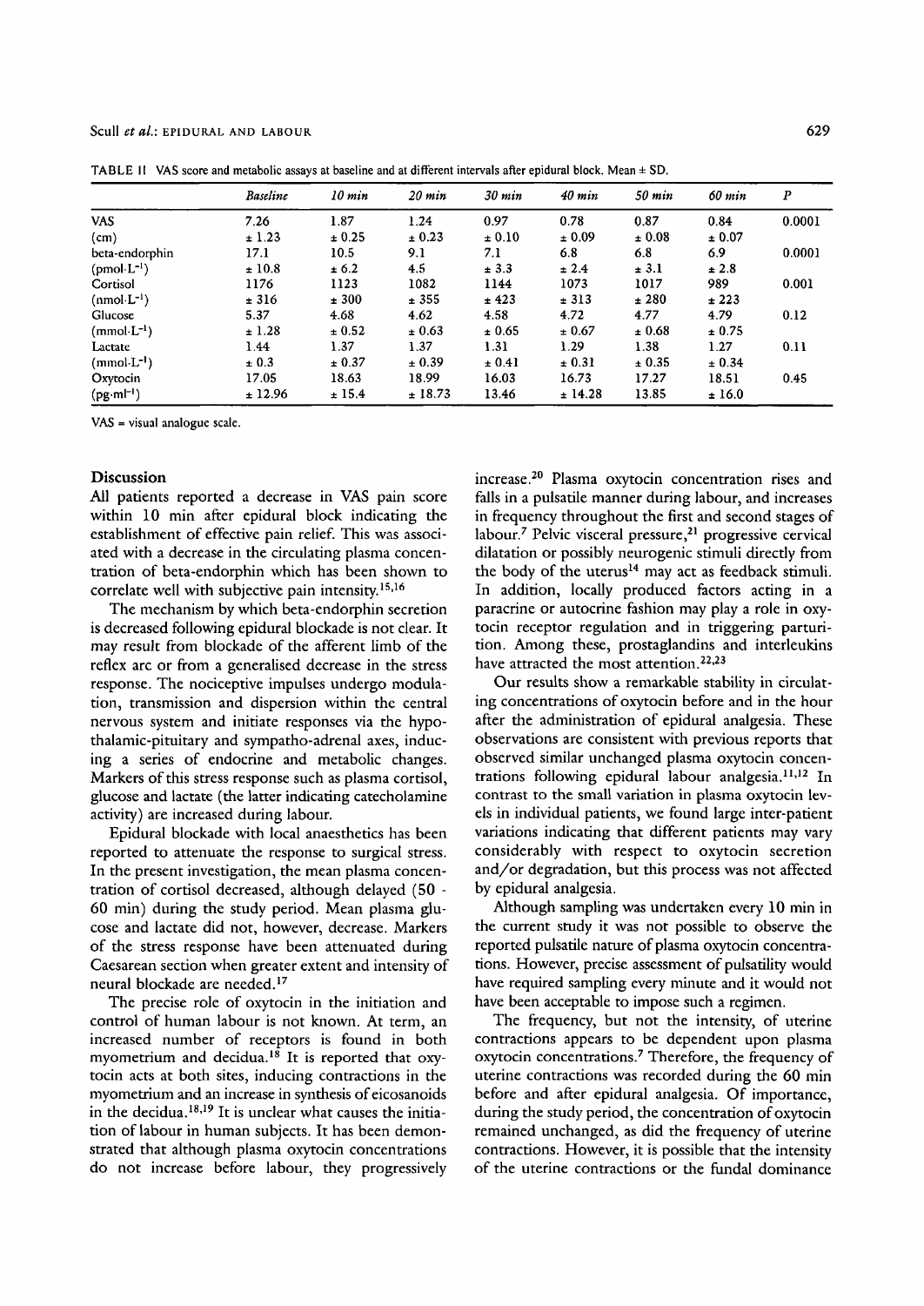TABLE II VAS score and metabolic assays at baseline and at different intervals after epidural block. Mean ± SD.

| | *Baseline* | *10 min* | *20 min* | *30 min* | *40 min* | *50 min* | *60 min* | *P* |
|---|---|---|---|---|---|---|---|---|
| VAS (cm) | 7.26 ± 1.23 | 1.87 ± 0.25 | 1.24 ± 0.23 | 0.97 ± 0.10 | 0.78 ± 0.09 | 0.87 ± 0.08 | 0.84 ± 0.07 | 0.0001 |
| beta-endorphin ($pmol \cdot L^{-1}$) | 17.1 ± 10.8 | 10.5 ± 6.2 | 9.1 4.5 | 7.1 ± 3.3 | 6.8 ± 2.4 | 6.8 ± 3.1 | 6.9 ± 2.8 | 0.0001 |
| Cortisol ($nmol \cdot L^{-1}$) | 1176 ± 316 | 1123 ± 300 | 1082 ± 355 | 1144 ± 423 | 1073 ± 313 | 1017 ± 280 | 989 ± 223 | 0.001 |
| Glucose ($mmol \cdot L^{-1}$) | 5.37 ± 1.28 | 4.68 ± 0.52 | 4.62 ± 0.63 | 4.58 ± 0.65 | 4.72 ± 0.67 | 4.77 ± 0.68 | 4.79 ± 0.75 | 0.12 |
| Lactate ($mmol \cdot L^{-1}$) | 1.44 ± 0.3 | 1.37 ± 0.37 | 1.37 ± 0.39 | 1.31 ± 0.41 | 1.29 ± 0.31 | 1.38 ± 0.35 | 1.27 ± 0.34 | 0.11 |
| Oxytocin ($pg \cdot ml^{-1}$) | 17.05 ± 12.96 | 18.63 ± 15.4 | 18.99 ± 18.73 | 16.03 13.46 | 16.73 ± 14.28 | 17.27 13.85 | 18.51 ± 16.0 | 0.45 |

VAS = visual analogue scale.

## Discussion

All patients reported a decrease in VAS pain score within 10 min after epidural block indicating the establishment of effective pain relief. This was associated with a decrease in the circulating plasma concentration of beta-endorphin which has been shown to correlate well with subjective pain intensity.[15,16]

The mechanism by which beta-endorphin secretion is decreased following epidural blockade is not clear. It may result from blockade of the afferent limb of the reflex arc or from a generalised decrease in the stress response. The nociceptive impulses undergo modulation, transmission and dispersion within the central nervous system and initiate responses via the hypothalamic-pituitary and sympatho-adrenal axes, inducing a series of endocrine and metabolic changes. Markers of this stress response such as plasma cortisol, glucose and lactate (the latter indicating catecholamine activity) are increased during labour.

Epidural blockade with local anaesthetics has been reported to attenuate the response to surgical stress. In the present investigation, the mean plasma concentration of cortisol decreased, although delayed (50 - 60 min) during the study period. Mean plasma glucose and lactate did not, however, decrease. Markers of the stress response have been attenuated during Caesarean section when greater extent and intensity of neural blockade are needed.[17]

The precise role of oxytocin in the initiation and control of human labour is not known. At term, an increased number of receptors is found in both myometrium and decidua.[18] It is reported that oxytocin acts at both sites, inducing contractions in the myometrium and an increase in synthesis of eicosanoids in the decidua.[18,19] It is unclear what causes the initiation of labour in human subjects. It has been demonstrated that although plasma oxytocin concentrations do not increase before labour, they progressively increase.[20] Plasma oxytocin concentration rises and falls in a pulsatile manner during labour, and increases in frequency throughout the first and second stages of labour.[7] Pelvic visceral pressure,[21] progressive cervical dilatation or possibly neurogenic stimuli directly from the body of the uterus[14] may act as feedback stimuli. In addition, locally produced factors acting in a paracrine or autocrine fashion may play a role in oxytocin receptor regulation and in triggering parturition. Among these, prostaglandins and interleukins have attracted the most attention.[22,23]

Our results show a remarkable stability in circulating concentrations of oxytocin before and in the hour after the administration of epidural analgesia. These observations are consistent with previous reports that observed similar unchanged plasma oxytocin concentrations following epidural labour analgesia.[11,12] In contrast to the small variation in plasma oxytocin levels in individual patients, we found large inter-patient variations indicating that different patients may vary considerably with respect to oxytocin secretion and/or degradation, but this process was not affected by epidural analgesia.

Although sampling was undertaken every 10 min in the current study it was not possible to observe the reported pulsatile nature of plasma oxytocin concentrations. However, precise assessment of pulsatility would have required sampling every minute and it would not have been acceptable to impose such a regimen.

The frequency, but not the intensity, of uterine contractions appears to be dependent upon plasma oxytocin concentrations.[7] Therefore, the frequency of uterine contractions was recorded during the 60 min before and after epidural analgesia. Of importance, during the study period, the concentration of oxytocin remained unchanged, as did the frequency of uterine contractions. However, it is possible that the intensity of the uterine contractions or the fundal dominance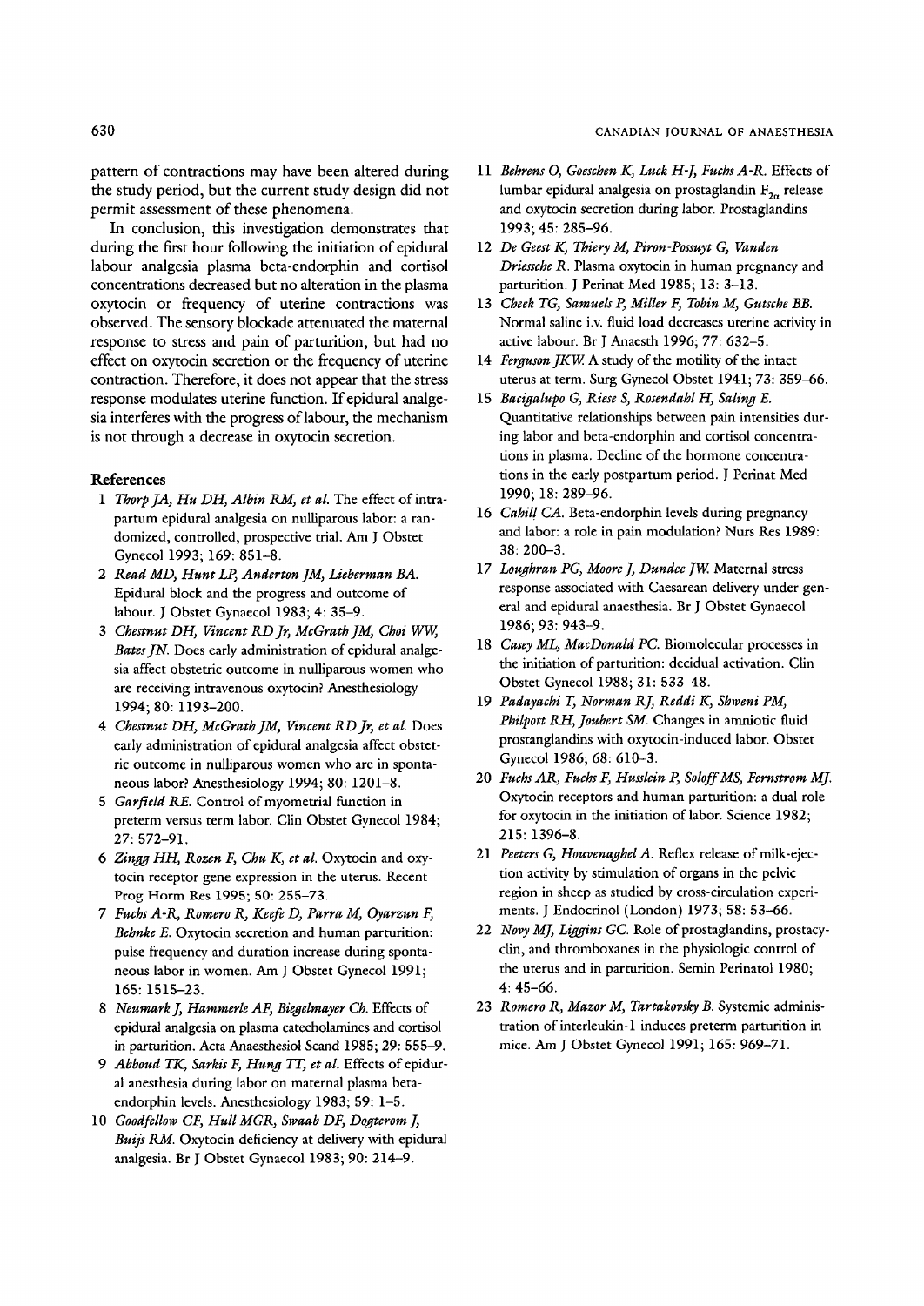pattern of contractions may have been altered during the study period, but the current study design did not permit assessment of these phenomena.

In conclusion, this investigation demonstrates that during the first hour following the initiation of epidural labour analgesia plasma beta-endorphin and cortisol concentrations decreased but no alteration in the plasma oxytocin or frequency of uterine contractions was observed. The sensory blockade attenuated the maternal response to stress and pain of parturition, but had no effect on oxytocin secretion or the frequency of uterine contraction. Therefore, it does not appear that the stress response modulates uterine function. If epidural analgesia interferes with the progress of labour, the mechanism is not through a decrease in oxytocin secretion.

## References

1. *Thorp JA, Hu DH, Albin RM, et al.* The effect of intrapartum epidural analgesia on nulliparous labor: a randomized, controlled, prospective trial. Am J Obstet Gynecol 1993; 169: 851–8.
2. *Read MD, Hunt LP, Anderton JM, Lieberman BA.* Epidural block and the progress and outcome of labour. J Obstet Gynaecol 1983; 4: 35–9.
3. *Chestnut DH, Vincent RD Jr, McGrath JM, Choi WW, Bates JN.* Does early administration of epidural analgesia affect obstetric outcome in nulliparous women who are receiving intravenous oxytocin? Anesthesiology 1994; 80: 1193–200.
4. *Chestnut DH, McGrath JM, Vincent RD Jr, et al.* Does early administration of epidural analgesia affect obstetric outcome in nulliparous women who are in spontaneous labor? Anesthesiology 1994; 80: 1201–8.
5. *Garfield RE.* Control of myometrial function in preterm versus term labor. Clin Obstet Gynecol 1984; 27: 572–91.
6. *Zingg HH, Rozen F, Chu K, et al.* Oxytocin and oxytocin receptor gene expression in the uterus. Recent Prog Horm Res 1995; 50: 255–73.
7. *Fuchs A-R, Romero R, Keefe D, Parra M, Oyarzun F, Behnke E.* Oxytocin secretion and human parturition: pulse frequency and duration increase during spontaneous labor in women. Am J Obstet Gynecol 1991; 165: 1515–23.
8. *Neumark J, Hammerle AF, Biegelmayer Ch.* Effects of epidural analgesia on plasma catecholamines and cortisol in parturition. Acta Anaesthesiol Scand 1985; 29: 555–9.
9. *Abboud TK, Sarkis F, Hung TT, et al.* Effects of epidural anesthesia during labor on maternal plasma beta-endorphin levels. Anesthesiology 1983; 59: 1–5.
10. *Goodfellow CF, Hull MGR, Swaab DF, Dogterom J, Buijs RM.* Oxytocin deficiency at delivery with epidural analgesia. Br J Obstet Gynaecol 1983; 90: 214–9.
11. *Behrens O, Goeschen K, Luck H-J, Fuchs A-R.* Effects of lumbar epidural analgesia on prostaglandin $F_{2\alpha}$ release and oxytocin secretion during labor. Prostaglandins 1993; 45: 285–96.
12. *De Geest K, Thiery M, Piron-Possuyt G, Vanden Driessche R.* Plasma oxytocin in human pregnancy and parturition. J Perinat Med 1985; 13: 3–13.
13. *Cheek TG, Samuels P, Miller F, Tobin M, Gutsche BB.* Normal saline i.v. fluid load decreases uterine activity in active labour. Br J Anaesth 1996; 77: 632–5.
14. *Ferguson JKW.* A study of the motility of the intact uterus at term. Surg Gynecol Obstet 1941; 73: 359–66.
15. *Bacigalupo G, Riese S, Rosendahl H, Saling E.* Quantitative relationships between pain intensities during labor and beta-endorphin and cortisol concentrations in plasma. Decline of the hormone concentrations in the early postpartum period. J Perinat Med 1990; 18: 289–96.
16. *Cahill CA.* Beta-endorphin levels during pregnancy and labor: a role in pain modulation? Nurs Res 1989: 38: 200–3.
17. *Loughran PG, Moore J, Dundee JW.* Maternal stress response associated with Caesarean delivery under general and epidural anaesthesia. Br J Obstet Gynaecol 1986; 93: 943–9.
18. *Casey ML, MacDonald PC.* Biomolecular processes in the initiation of parturition: decidual activation. Clin Obstet Gynecol 1988; 31: 533–48.
19. *Padayachi T, Norman RJ, Reddi K, Shweni PM, Philpott RH, Joubert SM.* Changes in amniotic fluid prostanglandins with oxytocin-induced labor. Obstet Gynecol 1986; 68: 610–3.
20. *Fuchs AR, Fuchs F, Husslein P, Soloff MS, Fernstrom MJ.* Oxytocin receptors and human parturition: a dual role for oxytocin in the initiation of labor. Science 1982; 215: 1396–8.
21. *Peeters G, Houvenaghel A.* Reflex release of milk-ejection activity by stimulation of organs in the pelvic region in sheep as studied by cross-circulation experiments. J Endocrinol (London) 1973; 58: 53–66.
22. *Novy MJ, Liggins GC.* Role of prostaglandins, prostacyclin, and thromboxanes in the physiologic control of the uterus and in parturition. Semin Perinatol 1980; 4: 45–66.
23. *Romero R, Mazor M, Tartakovsky B.* Systemic administration of interleukin-1 induces preterm parturition in mice. Am J Obstet Gynecol 1991; 165: 969–71.